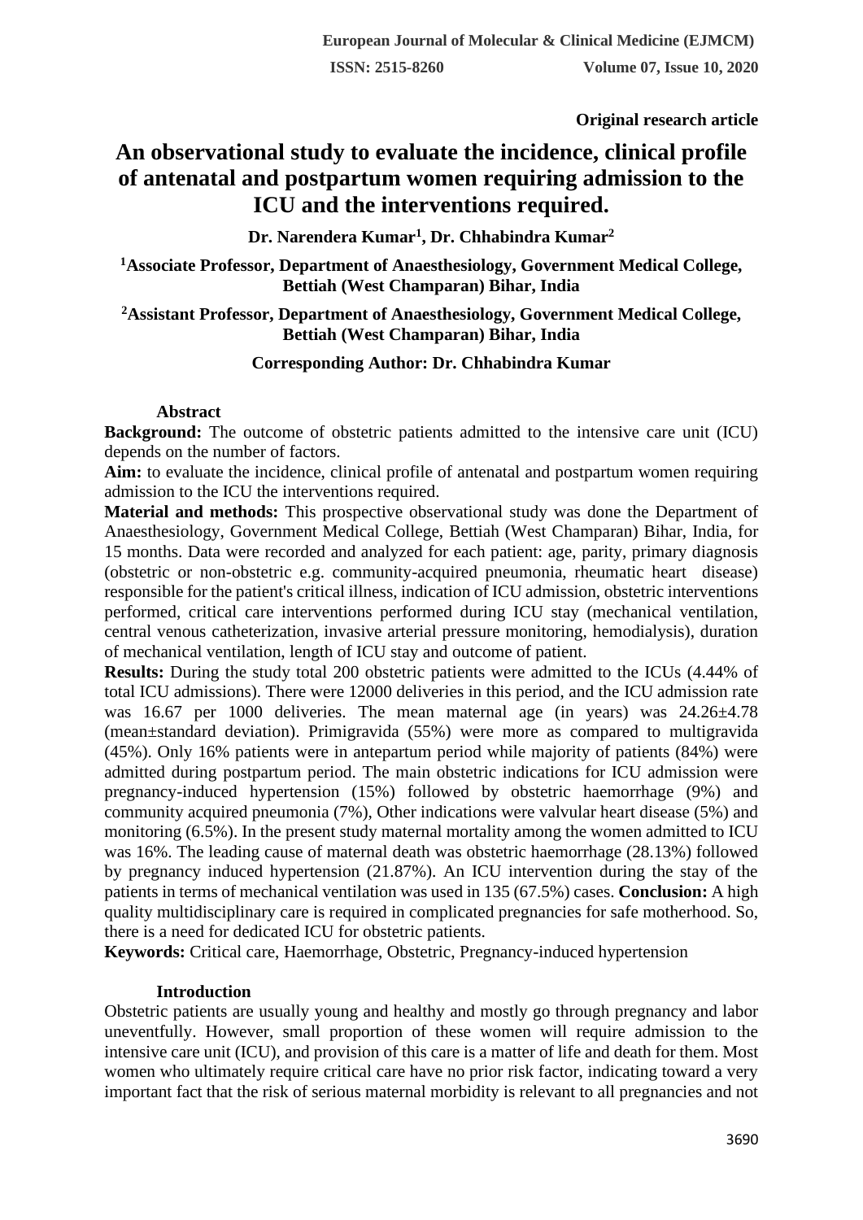Original research article

# An observational study to evaluate the incidence, clinical profile of antenatal and postpartum women requiring admission to the ICU and the interventions required.

**Dr. Narendera Kumar[1], Dr. Chhabindra Kumar[2]**

[1]Associate Professor, Department of Anaesthesiology, Government Medical College, Bettiah (West Champaran) Bihar, India

[2]Assistant Professor, Department of Anaesthesiology, Government Medical College, Bettiah (West Champaran) Bihar, India

**Corresponding Author: Dr. Chhabindra Kumar**

## Abstract

**Background:** The outcome of obstetric patients admitted to the intensive care unit (ICU) depends on the number of factors.

**Aim:** to evaluate the incidence, clinical profile of antenatal and postpartum women requiring admission to the ICU the interventions required.

**Material and methods:** This prospective observational study was done the Department of Anaesthesiology, Government Medical College, Bettiah (West Champaran) Bihar, India, for 15 months. Data were recorded and analyzed for each patient: age, parity, primary diagnosis (obstetric or non-obstetric e.g. community-acquired pneumonia, rheumatic heart disease) responsible for the patient's critical illness, indication of ICU admission, obstetric interventions performed, critical care interventions performed during ICU stay (mechanical ventilation, central venous catheterization, invasive arterial pressure monitoring, hemodialysis), duration of mechanical ventilation, length of ICU stay and outcome of patient.

**Results:** During the study total 200 obstetric patients were admitted to the ICUs (4.44% of total ICU admissions). There were 12000 deliveries in this period, and the ICU admission rate was 16.67 per 1000 deliveries. The mean maternal age (in years) was 24.26±4.78 (mean±standard deviation). Primigravida (55%) were more as compared to multigravida (45%). Only 16% patients were in antepartum period while majority of patients (84%) were admitted during postpartum period. The main obstetric indications for ICU admission were pregnancy-induced hypertension (15%) followed by obstetric haemorrhage (9%) and community acquired pneumonia (7%), Other indications were valvular heart disease (5%) and monitoring (6.5%). In the present study maternal mortality among the women admitted to ICU was 16%. The leading cause of maternal death was obstetric haemorrhage (28.13%) followed by pregnancy induced hypertension (21.87%). An ICU intervention during the stay of the patients in terms of mechanical ventilation was used in 135 (67.5%) cases. **Conclusion:** A high quality multidisciplinary care is required in complicated pregnancies for safe motherhood. So, there is a need for dedicated ICU for obstetric patients.

**Keywords:** Critical care, Haemorrhage, Obstetric, Pregnancy-induced hypertension

## Introduction

Obstetric patients are usually young and healthy and mostly go through pregnancy and labor uneventfully. However, small proportion of these women will require admission to the intensive care unit (ICU), and provision of this care is a matter of life and death for them. Most women who ultimately require critical care have no prior risk factor, indicating toward a very important fact that the risk of serious maternal morbidity is relevant to all pregnancies and not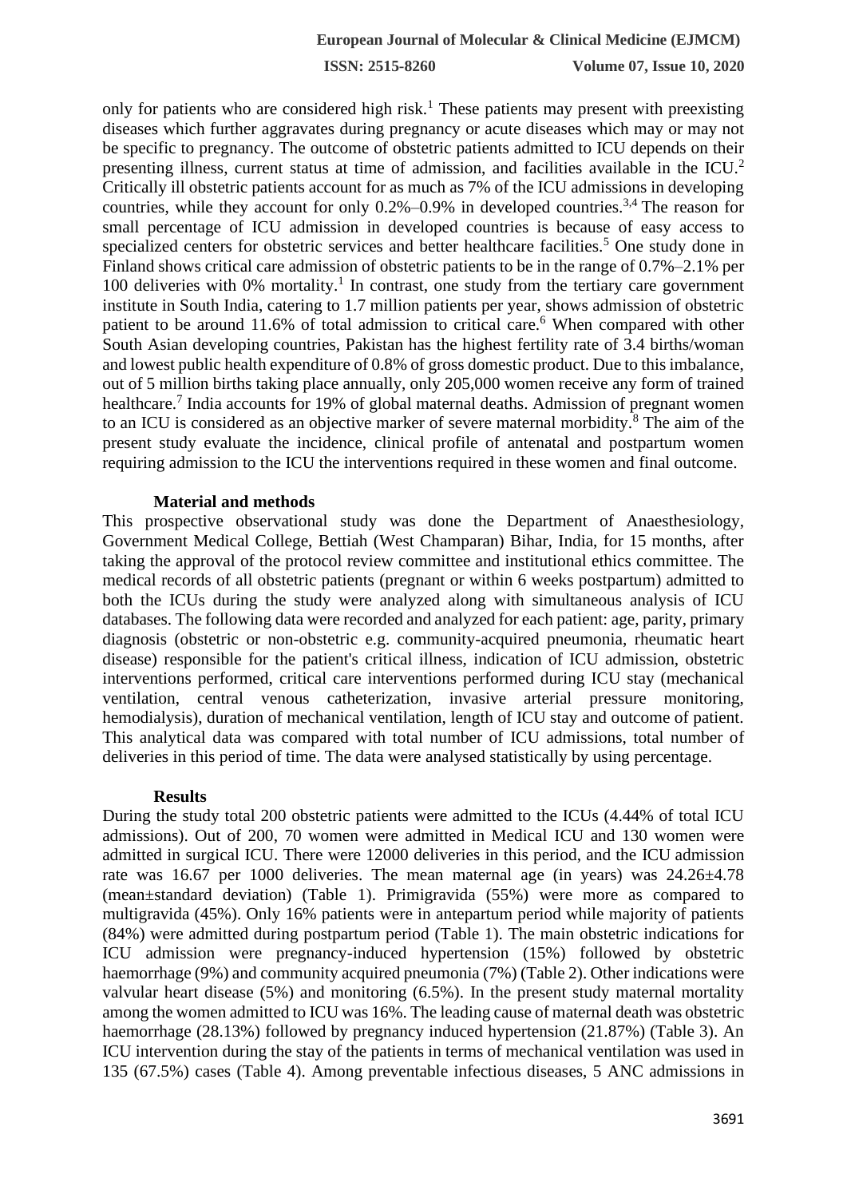only for patients who are considered high risk.[1] These patients may present with preexisting diseases which further aggravates during pregnancy or acute diseases which may or may not be specific to pregnancy. The outcome of obstetric patients admitted to ICU depends on their presenting illness, current status at time of admission, and facilities available in the ICU.[2] Critically ill obstetric patients account for as much as 7% of the ICU admissions in developing countries, while they account for only 0.2%–0.9% in developed countries.[3,4] The reason for small percentage of ICU admission in developed countries is because of easy access to specialized centers for obstetric services and better healthcare facilities.[5] One study done in Finland shows critical care admission of obstetric patients to be in the range of 0.7%–2.1% per 100 deliveries with 0% mortality.[1] In contrast, one study from the tertiary care government institute in South India, catering to 1.7 million patients per year, shows admission of obstetric patient to be around 11.6% of total admission to critical care.[6] When compared with other South Asian developing countries, Pakistan has the highest fertility rate of 3.4 births/woman and lowest public health expenditure of 0.8% of gross domestic product. Due to this imbalance, out of 5 million births taking place annually, only 205,000 women receive any form of trained healthcare.[7] India accounts for 19% of global maternal deaths. Admission of pregnant women to an ICU is considered as an objective marker of severe maternal morbidity.[8] The aim of the present study evaluate the incidence, clinical profile of antenatal and postpartum women requiring admission to the ICU the interventions required in these women and final outcome.

## Material and methods

This prospective observational study was done the Department of Anaesthesiology, Government Medical College, Bettiah (West Champaran) Bihar, India, for 15 months, after taking the approval of the protocol review committee and institutional ethics committee. The medical records of all obstetric patients (pregnant or within 6 weeks postpartum) admitted to both the ICUs during the study were analyzed along with simultaneous analysis of ICU databases. The following data were recorded and analyzed for each patient: age, parity, primary diagnosis (obstetric or non-obstetric e.g. community-acquired pneumonia, rheumatic heart disease) responsible for the patient's critical illness, indication of ICU admission, obstetric interventions performed, critical care interventions performed during ICU stay (mechanical ventilation, central venous catheterization, invasive arterial pressure monitoring, hemodialysis), duration of mechanical ventilation, length of ICU stay and outcome of patient. This analytical data was compared with total number of ICU admissions, total number of deliveries in this period of time. The data were analysed statistically by using percentage.

## Results

During the study total 200 obstetric patients were admitted to the ICUs (4.44% of total ICU admissions). Out of 200, 70 women were admitted in Medical ICU and 130 women were admitted in surgical ICU. There were 12000 deliveries in this period, and the ICU admission rate was 16.67 per 1000 deliveries. The mean maternal age (in years) was 24.26±4.78 (mean±standard deviation) (Table 1). Primigravida (55%) were more as compared to multigravida (45%). Only 16% patients were in antepartum period while majority of patients (84%) were admitted during postpartum period (Table 1). The main obstetric indications for ICU admission were pregnancy-induced hypertension (15%) followed by obstetric haemorrhage (9%) and community acquired pneumonia (7%) (Table 2). Other indications were valvular heart disease (5%) and monitoring (6.5%). In the present study maternal mortality among the women admitted to ICU was 16%. The leading cause of maternal death was obstetric haemorrhage (28.13%) followed by pregnancy induced hypertension (21.87%) (Table 3). An ICU intervention during the stay of the patients in terms of mechanical ventilation was used in 135 (67.5%) cases (Table 4). Among preventable infectious diseases, 5 ANC admissions in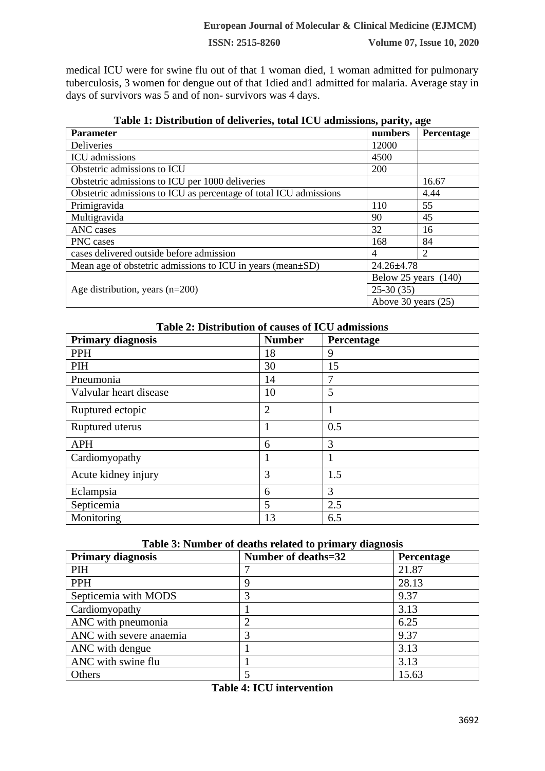medical ICU were for swine flu out of that 1 woman died, 1 woman admitted for pulmonary tuberculosis, 3 women for dengue out of that 1died and1 admitted for malaria. Average stay in days of survivors was 5 and of non- survivors was 4 days.

**Table 1: Distribution of deliveries, total ICU admissions, parity, age**

| Parameter | numbers | Percentage |
|---|---|---|
| Deliveries | 12000 | |
| ICU admissions | 4500 | |
| Obstetric admissions to ICU | 200 | |
| Obstetric admissions to ICU per 1000 deliveries | | 16.67 |
| Obstetric admissions to ICU as percentage of total ICU admissions | | 4.44 |
| Primigravida | 110 | 55 |
| Multigravida | 90 | 45 |
| ANC cases | 32 | 16 |
| PNC cases | 168 | 84 |
| cases delivered outside before admission | 4 | 2 |
| Mean age of obstetric admissions to ICU in years (mean±SD) | 24.26±4.78 | |
| Age distribution, years (n=200) | Below 25 years (140) | |
| | 25-30 (35) | |
| | Above 30 years (25) | |

**Table 2: Distribution of causes of ICU admissions**

| Primary diagnosis | Number | Percentage |
|---|---|---|
| PPH | 18 | 9 |
| PIH | 30 | 15 |
| Pneumonia | 14 | 7 |
| Valvular heart disease | 10 | 5 |
| Ruptured ectopic | 2 | 1 |
| Ruptured uterus | 1 | 0.5 |
| APH | 6 | 3 |
| Cardiomyopathy | 1 | 1 |
| Acute kidney injury | 3 | 1.5 |
| Eclampsia | 6 | 3 |
| Septicemia | 5 | 2.5 |
| Monitoring | 13 | 6.5 |

**Table 3: Number of deaths related to primary diagnosis**

| Primary diagnosis | Number of deaths=32 | Percentage |
|---|---|---|
| PIH | 7 | 21.87 |
| PPH | 9 | 28.13 |
| Septicemia with MODS | 3 | 9.37 |
| Cardiomyopathy | 1 | 3.13 |
| ANC with pneumonia | 2 | 6.25 |
| ANC with severe anaemia | 3 | 9.37 |
| ANC with dengue | 1 | 3.13 |
| ANC with swine flu | 1 | 3.13 |
| Others | 5 | 15.63 |

**Table 4: ICU intervention**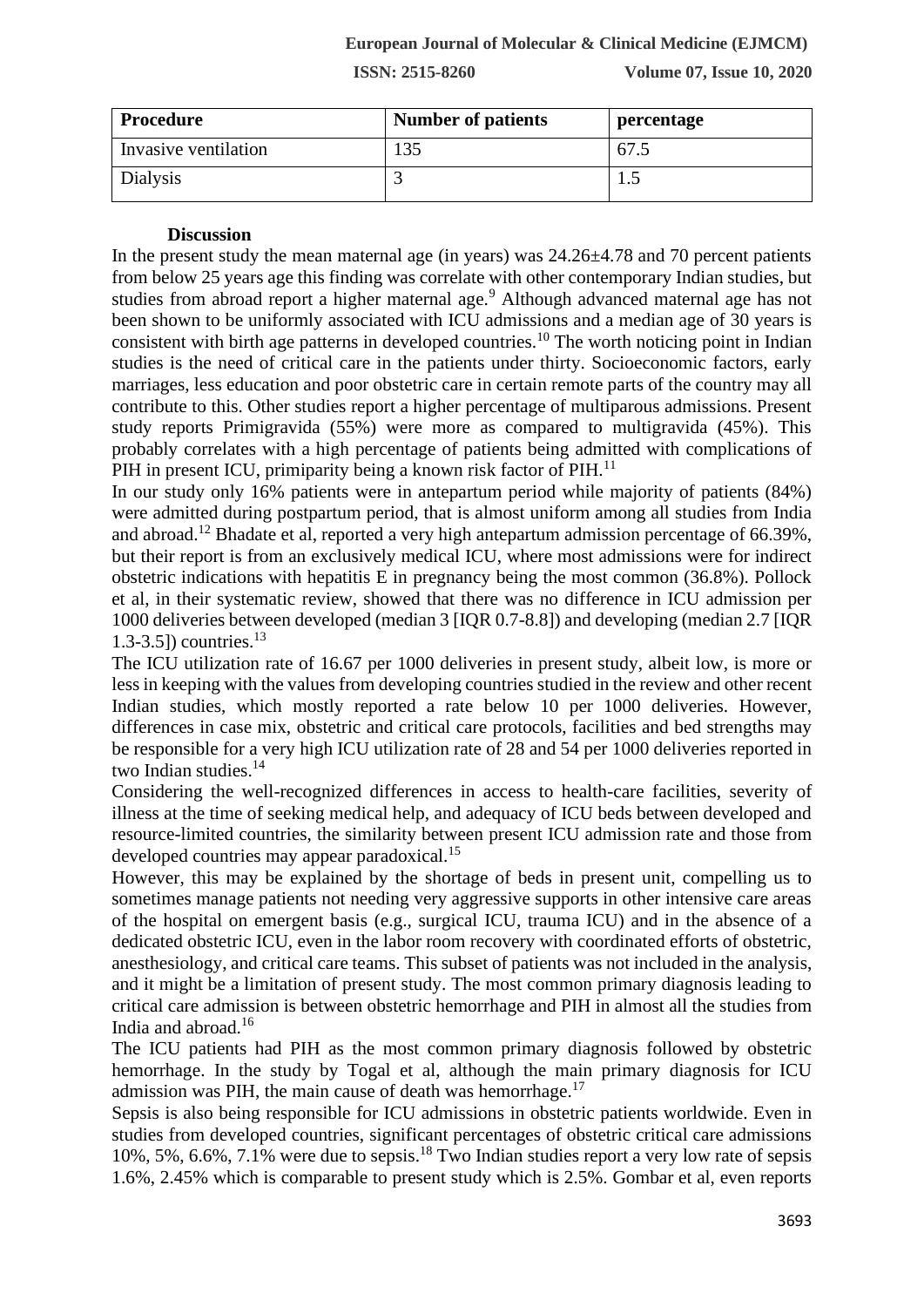| Procedure | Number of patients | percentage |
| --- | --- | --- |
| Invasive ventilation | 135 | 67.5 |
| Dialysis | 3 | 1.5 |

### Discussion

In the present study the mean maternal age (in years) was 24.26±4.78 and 70 percent patients from below 25 years age this finding was correlate with other contemporary Indian studies, but studies from abroad report a higher maternal age.[9] Although advanced maternal age has not been shown to be uniformly associated with ICU admissions and a median age of 30 years is consistent with birth age patterns in developed countries.[10] The worth noticing point in Indian studies is the need of critical care in the patients under thirty. Socioeconomic factors, early marriages, less education and poor obstetric care in certain remote parts of the country may all contribute to this. Other studies report a higher percentage of multiparous admissions. Present study reports Primigravida (55%) were more as compared to multigravida (45%). This probably correlates with a high percentage of patients being admitted with complications of PIH in present ICU, primiparity being a known risk factor of PIH.[11]

In our study only 16% patients were in antepartum period while majority of patients (84%) were admitted during postpartum period, that is almost uniform among all studies from India and abroad.[12] Bhadate et al, reported a very high antepartum admission percentage of 66.39%, but their report is from an exclusively medical ICU, where most admissions were for indirect obstetric indications with hepatitis E in pregnancy being the most common (36.8%). Pollock et al, in their systematic review, showed that there was no difference in ICU admission per 1000 deliveries between developed (median 3 [IQR 0.7-8.8]) and developing (median 2.7 [IQR 1.3-3.5]) countries.[13]

The ICU utilization rate of 16.67 per 1000 deliveries in present study, albeit low, is more or less in keeping with the values from developing countries studied in the review and other recent Indian studies, which mostly reported a rate below 10 per 1000 deliveries. However, differences in case mix, obstetric and critical care protocols, facilities and bed strengths may be responsible for a very high ICU utilization rate of 28 and 54 per 1000 deliveries reported in two Indian studies.[14]

Considering the well-recognized differences in access to health-care facilities, severity of illness at the time of seeking medical help, and adequacy of ICU beds between developed and resource-limited countries, the similarity between present ICU admission rate and those from developed countries may appear paradoxical.[15]

However, this may be explained by the shortage of beds in present unit, compelling us to sometimes manage patients not needing very aggressive supports in other intensive care areas of the hospital on emergent basis (e.g., surgical ICU, trauma ICU) and in the absence of a dedicated obstetric ICU, even in the labor room recovery with coordinated efforts of obstetric, anesthesiology, and critical care teams. This subset of patients was not included in the analysis, and it might be a limitation of present study. The most common primary diagnosis leading to critical care admission is between obstetric hemorrhage and PIH in almost all the studies from India and abroad.[16]

The ICU patients had PIH as the most common primary diagnosis followed by obstetric hemorrhage. In the study by Togal et al, although the main primary diagnosis for ICU admission was PIH, the main cause of death was hemorrhage.[17]

Sepsis is also being responsible for ICU admissions in obstetric patients worldwide. Even in studies from developed countries, significant percentages of obstetric critical care admissions 10%, 5%, 6.6%, 7.1% were due to sepsis.[18] Two Indian studies report a very low rate of sepsis 1.6%, 2.45% which is comparable to present study which is 2.5%. Gombar et al, even reports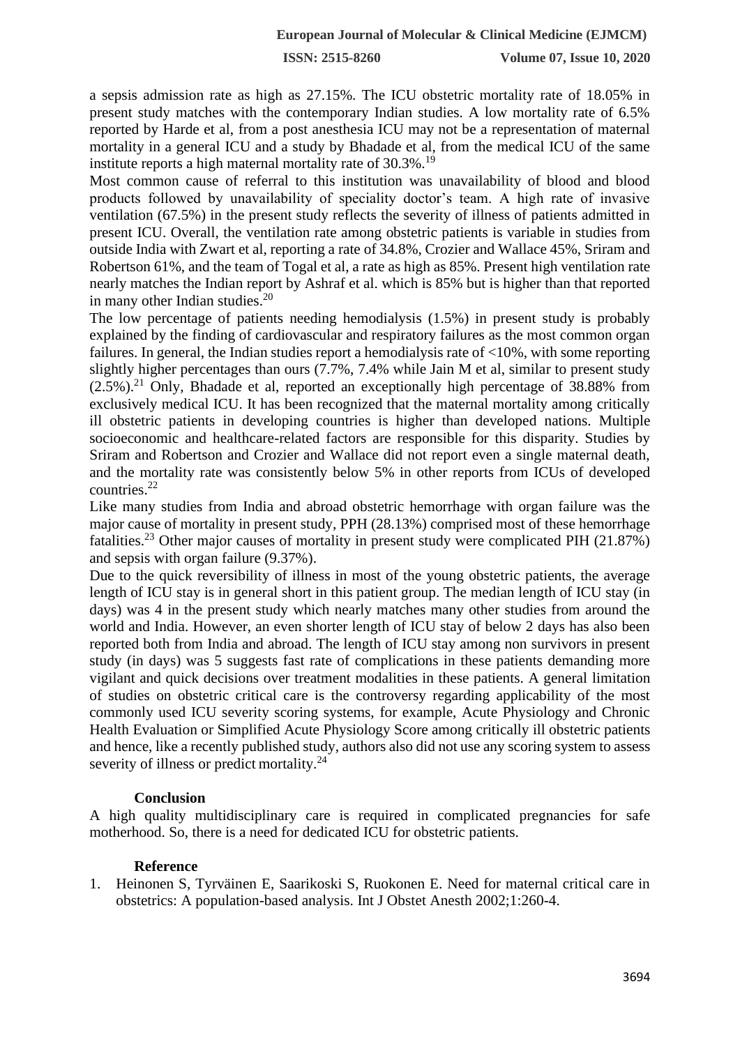a sepsis admission rate as high as 27.15%. The ICU obstetric mortality rate of 18.05% in present study matches with the contemporary Indian studies. A low mortality rate of 6.5% reported by Harde et al, from a post anesthesia ICU may not be a representation of maternal mortality in a general ICU and a study by Bhadade et al, from the medical ICU of the same institute reports a high maternal mortality rate of 30.3%.[19]

Most common cause of referral to this institution was unavailability of blood and blood products followed by unavailability of speciality doctor's team. A high rate of invasive ventilation (67.5%) in the present study reflects the severity of illness of patients admitted in present ICU. Overall, the ventilation rate among obstetric patients is variable in studies from outside India with Zwart et al, reporting a rate of 34.8%, Crozier and Wallace 45%, Sriram and Robertson 61%, and the team of Togal et al, a rate as high as 85%. Present high ventilation rate nearly matches the Indian report by Ashraf et al. which is 85% but is higher than that reported in many other Indian studies.[20]

The low percentage of patients needing hemodialysis (1.5%) in present study is probably explained by the finding of cardiovascular and respiratory failures as the most common organ failures. In general, the Indian studies report a hemodialysis rate of <10%, with some reporting slightly higher percentages than ours (7.7%, 7.4% while Jain M et al, similar to present study (2.5%).[21] Only, Bhadade et al, reported an exceptionally high percentage of 38.88% from exclusively medical ICU. It has been recognized that the maternal mortality among critically ill obstetric patients in developing countries is higher than developed nations. Multiple socioeconomic and healthcare-related factors are responsible for this disparity. Studies by Sriram and Robertson and Crozier and Wallace did not report even a single maternal death, and the mortality rate was consistently below 5% in other reports from ICUs of developed countries.[22]

Like many studies from India and abroad obstetric hemorrhage with organ failure was the major cause of mortality in present study, PPH (28.13%) comprised most of these hemorrhage fatalities.[23] Other major causes of mortality in present study were complicated PIH (21.87%) and sepsis with organ failure (9.37%).

Due to the quick reversibility of illness in most of the young obstetric patients, the average length of ICU stay is in general short in this patient group. The median length of ICU stay (in days) was 4 in the present study which nearly matches many other studies from around the world and India. However, an even shorter length of ICU stay of below 2 days has also been reported both from India and abroad. The length of ICU stay among non survivors in present study (in days) was 5 suggests fast rate of complications in these patients demanding more vigilant and quick decisions over treatment modalities in these patients. A general limitation of studies on obstetric critical care is the controversy regarding applicability of the most commonly used ICU severity scoring systems, for example, Acute Physiology and Chronic Health Evaluation or Simplified Acute Physiology Score among critically ill obstetric patients and hence, like a recently published study, authors also did not use any scoring system to assess severity of illness or predict mortality.[24]

## Conclusion

A high quality multidisciplinary care is required in complicated pregnancies for safe motherhood. So, there is a need for dedicated ICU for obstetric patients.

## Reference

1. Heinonen S, Tyrväinen E, Saarikoski S, Ruokonen E. Need for maternal critical care in obstetrics: A population-based analysis. Int J Obstet Anesth 2002;1:260-4.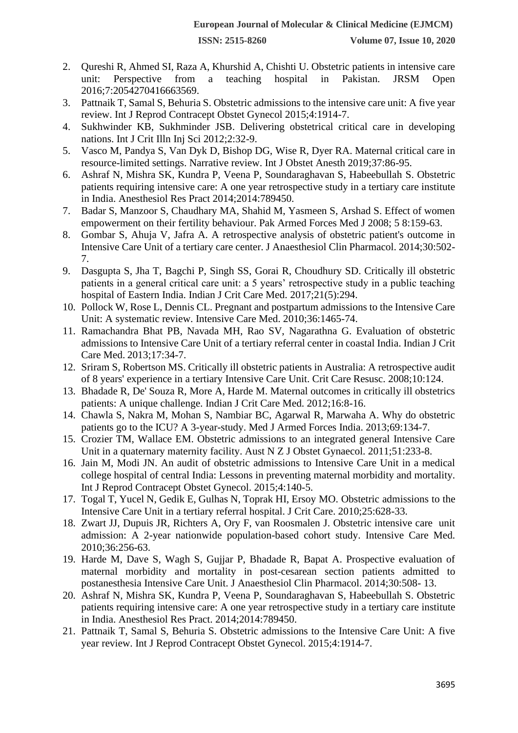2. Qureshi R, Ahmed SI, Raza A, Khurshid A, Chishti U. Obstetric patients in intensive care unit: Perspective from a teaching hospital in Pakistan. JRSM Open 2016;7:2054270416663569.
3. Pattnaik T, Samal S, Behuria S. Obstetric admissions to the intensive care unit: A five year review. Int J Reprod Contracept Obstet Gynecol 2015;4:1914-7.
4. Sukhwinder KB, Sukhminder JSB. Delivering obstetrical critical care in developing nations. Int J Crit Illn Inj Sci 2012;2:32-9.
5. Vasco M, Pandya S, Van Dyk D, Bishop DG, Wise R, Dyer RA. Maternal critical care in resource-limited settings. Narrative review. Int J Obstet Anesth 2019;37:86-95.
6. Ashraf N, Mishra SK, Kundra P, Veena P, Soundaraghavan S, Habeebullah S. Obstetric patients requiring intensive care: A one year retrospective study in a tertiary care institute in India. Anesthesiol Res Pract 2014;2014:789450.
7. Badar S, Manzoor S, Chaudhary MA, Shahid M, Yasmeen S, Arshad S. Effect of women empowerment on their fertility behaviour. Pak Armed Forces Med J 2008; 5 8:159-63.
8. Gombar S, Ahuja V, Jafra A. A retrospective analysis of obstetric patient's outcome in Intensive Care Unit of a tertiary care center. J Anaesthesiol Clin Pharmacol. 2014;30:502-7.
9. Dasgupta S, Jha T, Bagchi P, Singh SS, Gorai R, Choudhury SD. Critically ill obstetric patients in a general critical care unit: a 5 years' retrospective study in a public teaching hospital of Eastern India. Indian J Crit Care Med. 2017;21(5):294.
10. Pollock W, Rose L, Dennis CL. Pregnant and postpartum admissions to the Intensive Care Unit: A systematic review. Intensive Care Med. 2010;36:1465-74.
11. Ramachandra Bhat PB, Navada MH, Rao SV, Nagarathna G. Evaluation of obstetric admissions to Intensive Care Unit of a tertiary referral center in coastal India. Indian J Crit Care Med. 2013;17:34-7.
12. Sriram S, Robertson MS. Critically ill obstetric patients in Australia: A retrospective audit of 8 years' experience in a tertiary Intensive Care Unit. Crit Care Resusc. 2008;10:124.
13. Bhadade R, De' Souza R, More A, Harde M. Maternal outcomes in critically ill obstetrics patients: A unique challenge. Indian J Crit Care Med. 2012;16:8-16.
14. Chawla S, Nakra M, Mohan S, Nambiar BC, Agarwal R, Marwaha A. Why do obstetric patients go to the ICU? A 3-year-study. Med J Armed Forces India. 2013;69:134-7.
15. Crozier TM, Wallace EM. Obstetric admissions to an integrated general Intensive Care Unit in a quaternary maternity facility. Aust N Z J Obstet Gynaecol. 2011;51:233-8.
16. Jain M, Modi JN. An audit of obstetric admissions to Intensive Care Unit in a medical college hospital of central India: Lessons in preventing maternal morbidity and mortality. Int J Reprod Contracept Obstet Gynecol. 2015;4:140-5.
17. Togal T, Yucel N, Gedik E, Gulhas N, Toprak HI, Ersoy MO. Obstetric admissions to the Intensive Care Unit in a tertiary referral hospital. J Crit Care. 2010;25:628-33.
18. Zwart JJ, Dupuis JR, Richters A, Ory F, van Roosmalen J. Obstetric intensive care unit admission: A 2-year nationwide population-based cohort study. Intensive Care Med. 2010;36:256-63.
19. Harde M, Dave S, Wagh S, Gujjar P, Bhadade R, Bapat A. Prospective evaluation of maternal morbidity and mortality in post-cesarean section patients admitted to postanesthesia Intensive Care Unit. J Anaesthesiol Clin Pharmacol. 2014;30:508- 13.
20. Ashraf N, Mishra SK, Kundra P, Veena P, Soundaraghavan S, Habeebullah S. Obstetric patients requiring intensive care: A one year retrospective study in a tertiary care institute in India. Anesthesiol Res Pract. 2014;2014:789450.
21. Pattnaik T, Samal S, Behuria S. Obstetric admissions to the Intensive Care Unit: A five year review. Int J Reprod Contracept Obstet Gynecol. 2015;4:1914-7.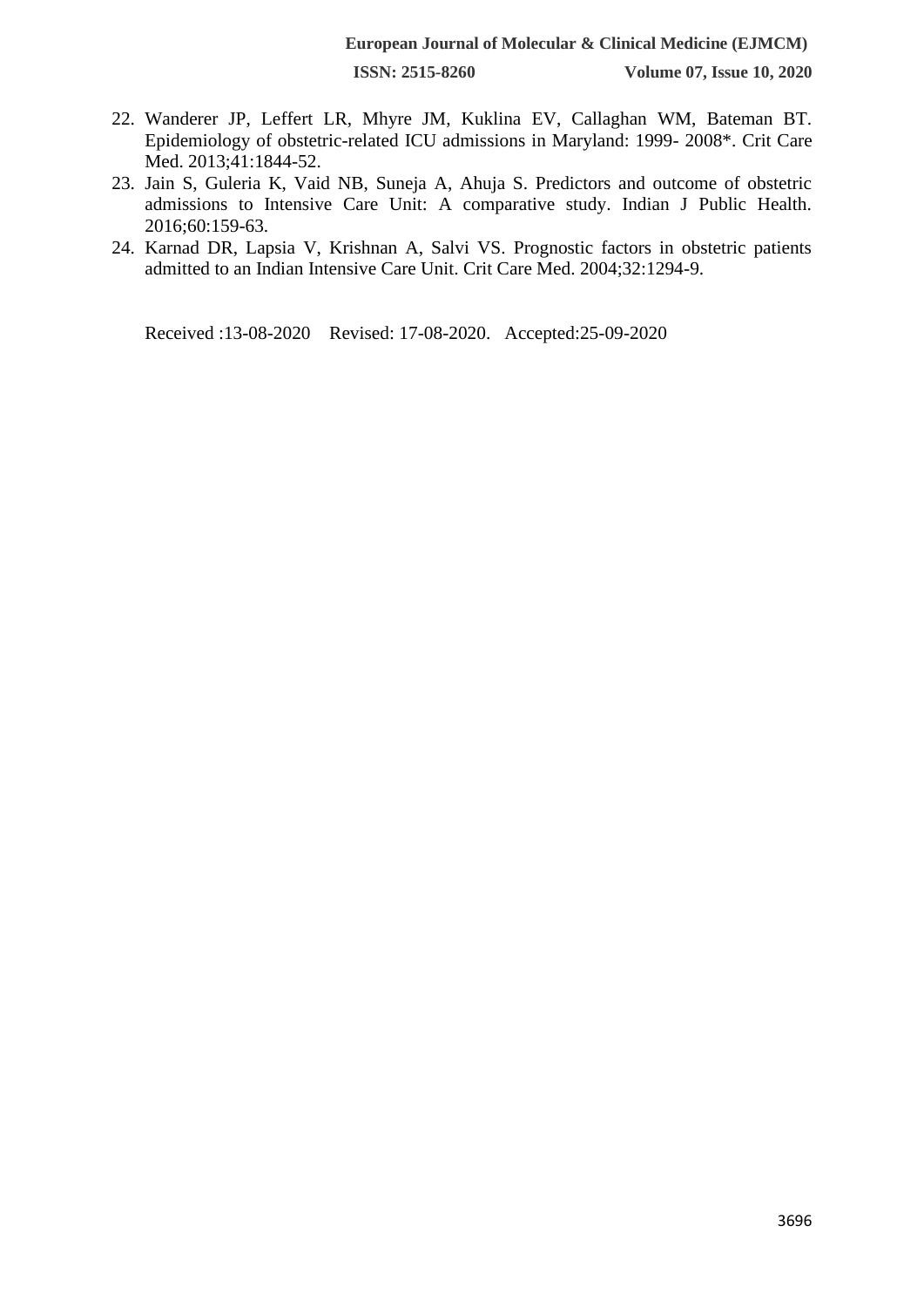22. Wanderer JP, Leffert LR, Mhyre JM, Kuklina EV, Callaghan WM, Bateman BT. Epidemiology of obstetric-related ICU admissions in Maryland: 1999- 2008*. Crit Care Med. 2013;41:1844-52.
23. Jain S, Guleria K, Vaid NB, Suneja A, Ahuja S. Predictors and outcome of obstetric admissions to Intensive Care Unit: A comparative study. Indian J Public Health. 2016;60:159-63.
24. Karnad DR, Lapsia V, Krishnan A, Salvi VS. Prognostic factors in obstetric patients admitted to an Indian Intensive Care Unit. Crit Care Med. 2004;32:1294-9.

Received :13-08-2020 Revised: 17-08-2020. Accepted:25-09-2020